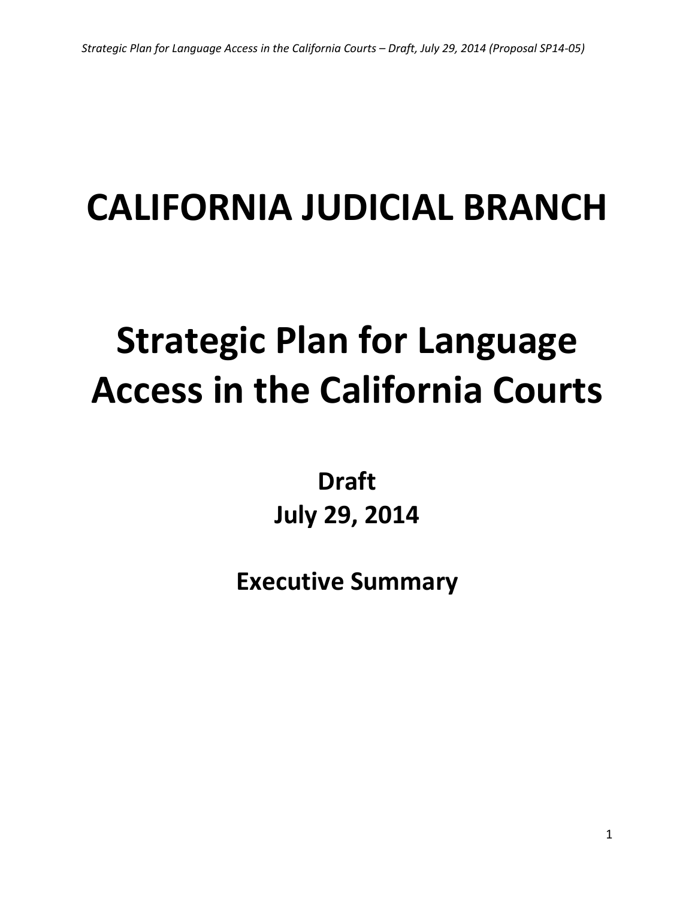# CALIFORNIA JUDICIAL BRANCH

# Strategic Plan for Language Access in the California Courts

**Draft**
**July 29, 2014**

## Executive Summary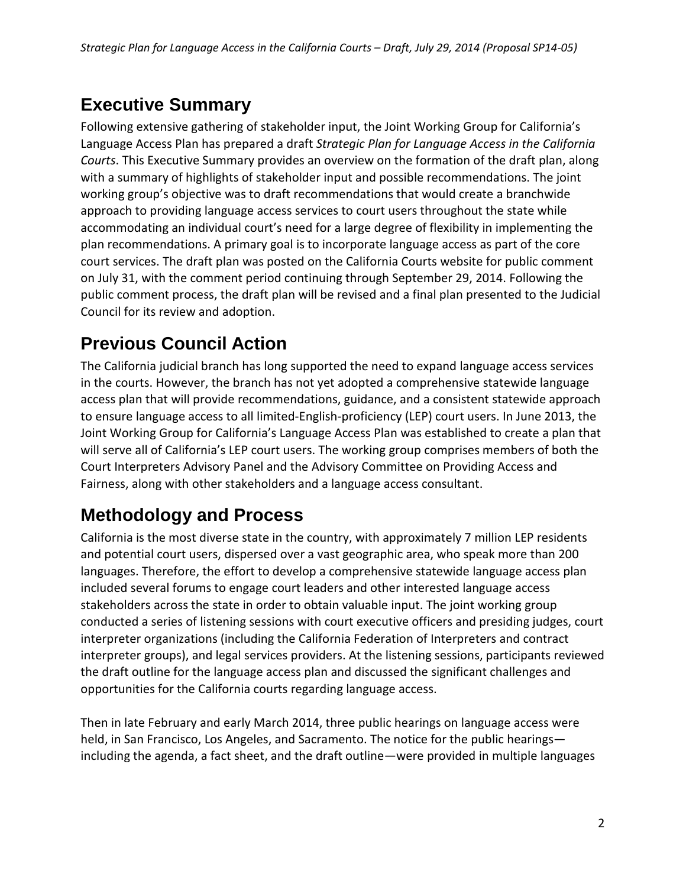# Executive Summary

Following extensive gathering of stakeholder input, the Joint Working Group for California's Language Access Plan has prepared a draft *Strategic Plan for Language Access in the California Courts*. This Executive Summary provides an overview on the formation of the draft plan, along with a summary of highlights of stakeholder input and possible recommendations. The joint working group's objective was to draft recommendations that would create a branchwide approach to providing language access services to court users throughout the state while accommodating an individual court's need for a large degree of flexibility in implementing the plan recommendations. A primary goal is to incorporate language access as part of the core court services. The draft plan was posted on the California Courts website for public comment on July 31, with the comment period continuing through September 29, 2014. Following the public comment process, the draft plan will be revised and a final plan presented to the Judicial Council for its review and adoption.

# Previous Council Action

The California judicial branch has long supported the need to expand language access services in the courts. However, the branch has not yet adopted a comprehensive statewide language access plan that will provide recommendations, guidance, and a consistent statewide approach to ensure language access to all limited-English-proficiency (LEP) court users. In June 2013, the Joint Working Group for California's Language Access Plan was established to create a plan that will serve all of California's LEP court users. The working group comprises members of both the Court Interpreters Advisory Panel and the Advisory Committee on Providing Access and Fairness, along with other stakeholders and a language access consultant.

# Methodology and Process

California is the most diverse state in the country, with approximately 7 million LEP residents and potential court users, dispersed over a vast geographic area, who speak more than 200 languages. Therefore, the effort to develop a comprehensive statewide language access plan included several forums to engage court leaders and other interested language access stakeholders across the state in order to obtain valuable input. The joint working group conducted a series of listening sessions with court executive officers and presiding judges, court interpreter organizations (including the California Federation of Interpreters and contract interpreter groups), and legal services providers. At the listening sessions, participants reviewed the draft outline for the language access plan and discussed the significant challenges and opportunities for the California courts regarding language access.

Then in late February and early March 2014, three public hearings on language access were held, in San Francisco, Los Angeles, and Sacramento. The notice for the public hearings—including the agenda, a fact sheet, and the draft outline—were provided in multiple languages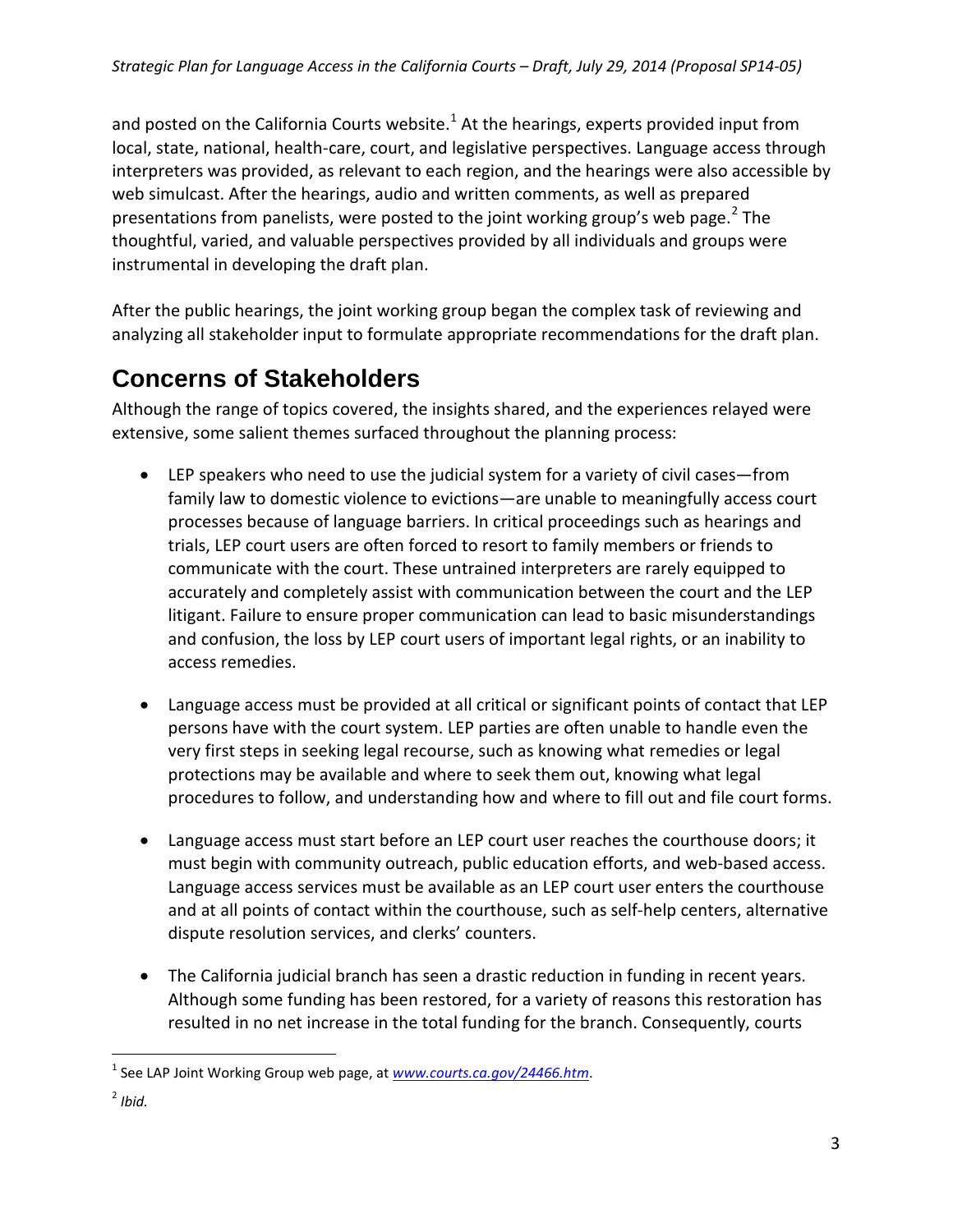and posted on the California Courts website.[1] At the hearings, experts provided input from local, state, national, health-care, court, and legislative perspectives. Language access through interpreters was provided, as relevant to each region, and the hearings were also accessible by web simulcast. After the hearings, audio and written comments, as well as prepared presentations from panelists, were posted to the joint working group's web page.[2] The thoughtful, varied, and valuable perspectives provided by all individuals and groups were instrumental in developing the draft plan.

After the public hearings, the joint working group began the complex task of reviewing and analyzing all stakeholder input to formulate appropriate recommendations for the draft plan.

## Concerns of Stakeholders

Although the range of topics covered, the insights shared, and the experiences relayed were extensive, some salient themes surfaced throughout the planning process:

- LEP speakers who need to use the judicial system for a variety of civil cases—from family law to domestic violence to evictions—are unable to meaningfully access court processes because of language barriers. In critical proceedings such as hearings and trials, LEP court users are often forced to resort to family members or friends to communicate with the court. These untrained interpreters are rarely equipped to accurately and completely assist with communication between the court and the LEP litigant. Failure to ensure proper communication can lead to basic misunderstandings and confusion, the loss by LEP court users of important legal rights, or an inability to access remedies.

- Language access must be provided at all critical or significant points of contact that LEP persons have with the court system. LEP parties are often unable to handle even the very first steps in seeking legal recourse, such as knowing what remedies or legal protections may be available and where to seek them out, knowing what legal procedures to follow, and understanding how and where to fill out and file court forms.

- Language access must start before an LEP court user reaches the courthouse doors; it must begin with community outreach, public education efforts, and web-based access. Language access services must be available as an LEP court user enters the courthouse and at all points of contact within the courthouse, such as self-help centers, alternative dispute resolution services, and clerks' counters.

- The California judicial branch has seen a drastic reduction in funding in recent years. Although some funding has been restored, for a variety of reasons this restoration has resulted in no net increase in the total funding for the branch. Consequently, courts

---

[1] See LAP Joint Working Group web page, at *www.courts.ca.gov/24466.htm*.

[2] *Ibid.*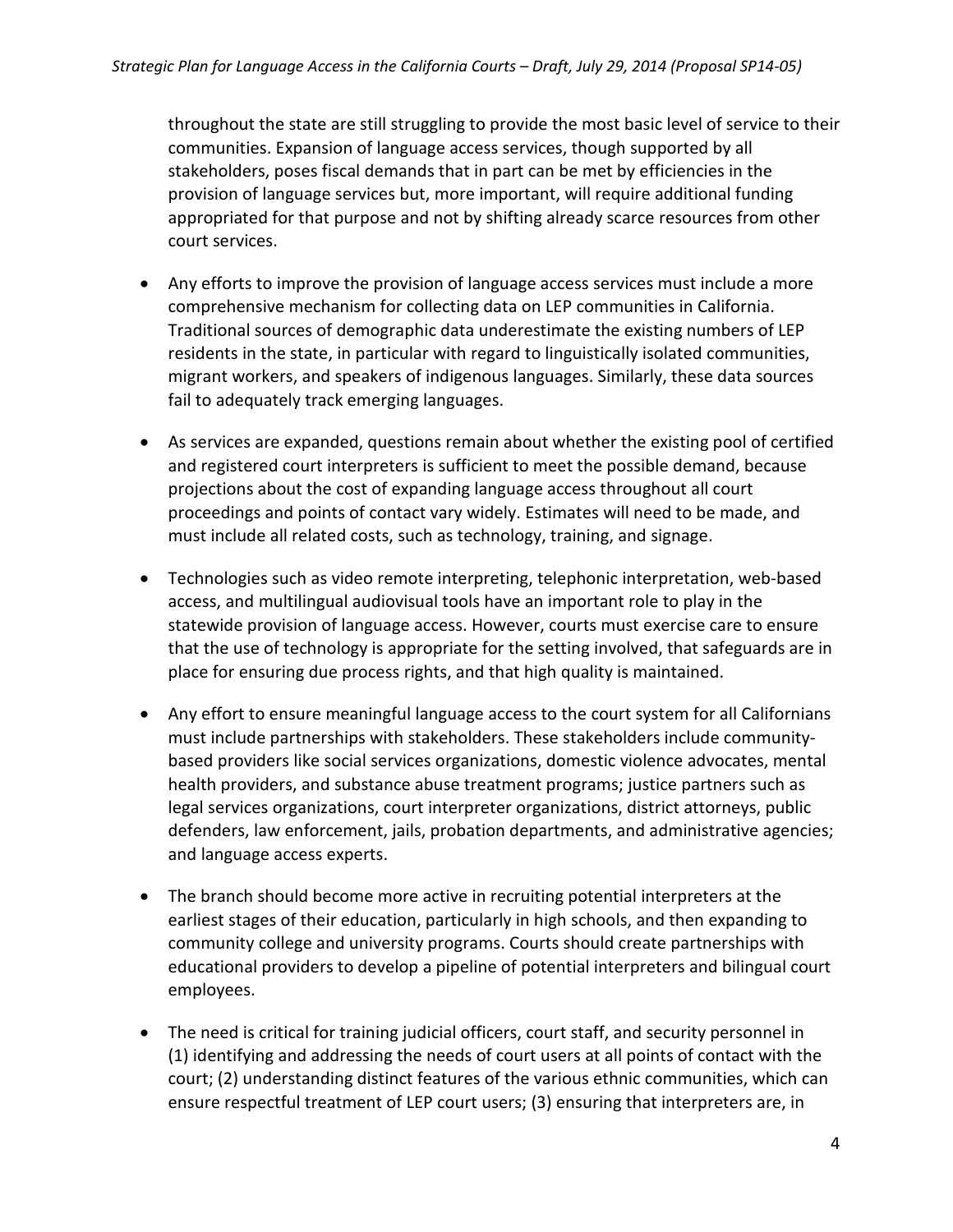throughout the state are still struggling to provide the most basic level of service to their communities. Expansion of language access services, though supported by all stakeholders, poses fiscal demands that in part can be met by efficiencies in the provision of language services but, more important, will require additional funding appropriated for that purpose and not by shifting already scarce resources from other court services.

- Any efforts to improve the provision of language access services must include a more comprehensive mechanism for collecting data on LEP communities in California. Traditional sources of demographic data underestimate the existing numbers of LEP residents in the state, in particular with regard to linguistically isolated communities, migrant workers, and speakers of indigenous languages. Similarly, these data sources fail to adequately track emerging languages.

- As services are expanded, questions remain about whether the existing pool of certified and registered court interpreters is sufficient to meet the possible demand, because projections about the cost of expanding language access throughout all court proceedings and points of contact vary widely. Estimates will need to be made, and must include all related costs, such as technology, training, and signage.

- Technologies such as video remote interpreting, telephonic interpretation, web-based access, and multilingual audiovisual tools have an important role to play in the statewide provision of language access. However, courts must exercise care to ensure that the use of technology is appropriate for the setting involved, that safeguards are in place for ensuring due process rights, and that high quality is maintained.

- Any effort to ensure meaningful language access to the court system for all Californians must include partnerships with stakeholders. These stakeholders include community-based providers like social services organizations, domestic violence advocates, mental health providers, and substance abuse treatment programs; justice partners such as legal services organizations, court interpreter organizations, district attorneys, public defenders, law enforcement, jails, probation departments, and administrative agencies; and language access experts.

- The branch should become more active in recruiting potential interpreters at the earliest stages of their education, particularly in high schools, and then expanding to community college and university programs. Courts should create partnerships with educational providers to develop a pipeline of potential interpreters and bilingual court employees.

- The need is critical for training judicial officers, court staff, and security personnel in (1) identifying and addressing the needs of court users at all points of contact with the court; (2) understanding distinct features of the various ethnic communities, which can ensure respectful treatment of LEP court users; (3) ensuring that interpreters are, in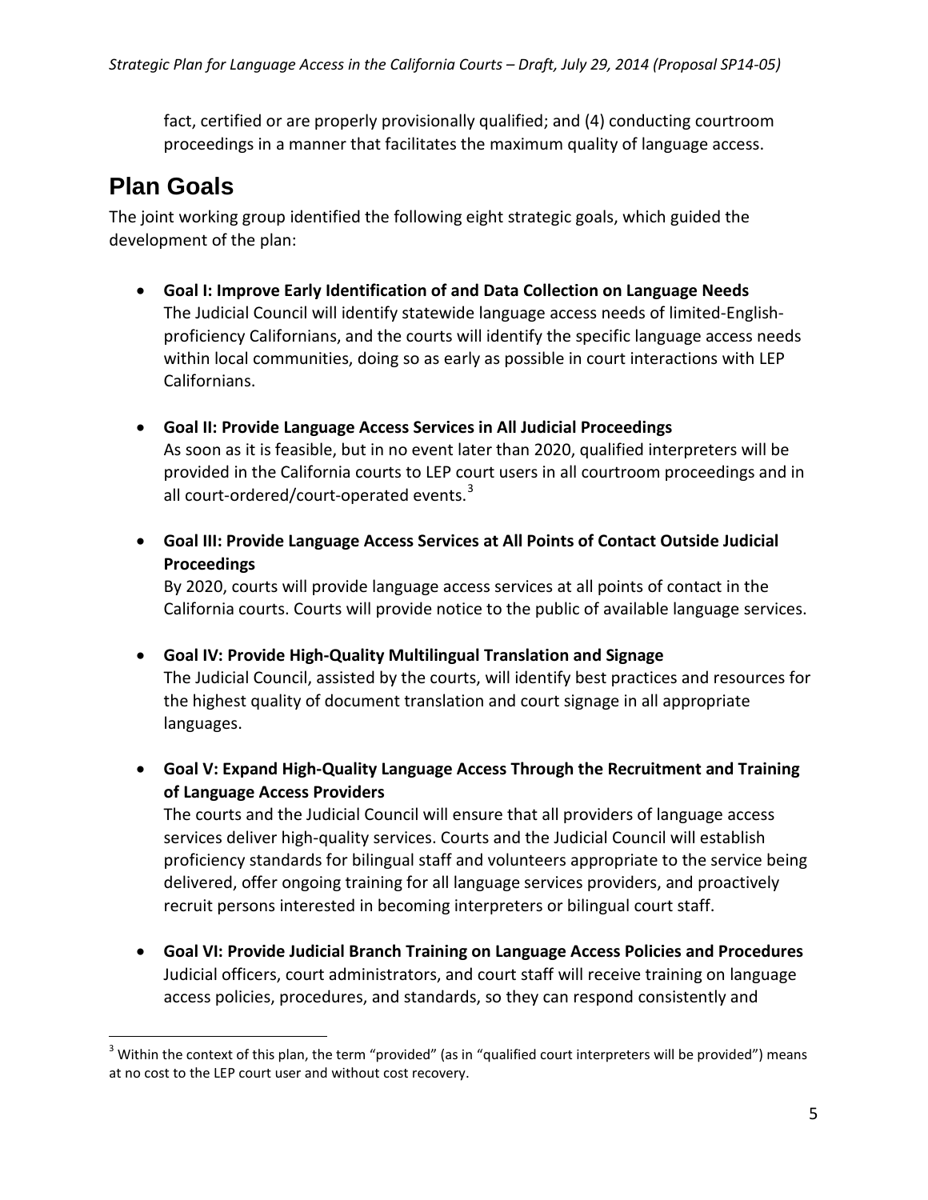fact, certified or are properly provisionally qualified; and (4) conducting courtroom proceedings in a manner that facilitates the maximum quality of language access.

## Plan Goals

The joint working group identified the following eight strategic goals, which guided the development of the plan:

- **Goal I: Improve Early Identification of and Data Collection on Language Needs**
  The Judicial Council will identify statewide language access needs of limited-English-proficiency Californians, and the courts will identify the specific language access needs within local communities, doing so as early as possible in court interactions with LEP Californians.

- **Goal II: Provide Language Access Services in All Judicial Proceedings**
  As soon as it is feasible, but in no event later than 2020, qualified interpreters will be provided in the California courts to LEP court users in all courtroom proceedings and in all court-ordered/court-operated events.[3]

- **Goal III: Provide Language Access Services at All Points of Contact Outside Judicial Proceedings**
  By 2020, courts will provide language access services at all points of contact in the California courts. Courts will provide notice to the public of available language services.

- **Goal IV: Provide High-Quality Multilingual Translation and Signage**
  The Judicial Council, assisted by the courts, will identify best practices and resources for the highest quality of document translation and court signage in all appropriate languages.

- **Goal V: Expand High-Quality Language Access Through the Recruitment and Training of Language Access Providers**
  The courts and the Judicial Council will ensure that all providers of language access services deliver high-quality services. Courts and the Judicial Council will establish proficiency standards for bilingual staff and volunteers appropriate to the service being delivered, offer ongoing training for all language services providers, and proactively recruit persons interested in becoming interpreters or bilingual court staff.

- **Goal VI: Provide Judicial Branch Training on Language Access Policies and Procedures**
  Judicial officers, court administrators, and court staff will receive training on language access policies, procedures, and standards, so they can respond consistently and

[3] Within the context of this plan, the term "provided" (as in "qualified court interpreters will be provided") means at no cost to the LEP court user and without cost recovery.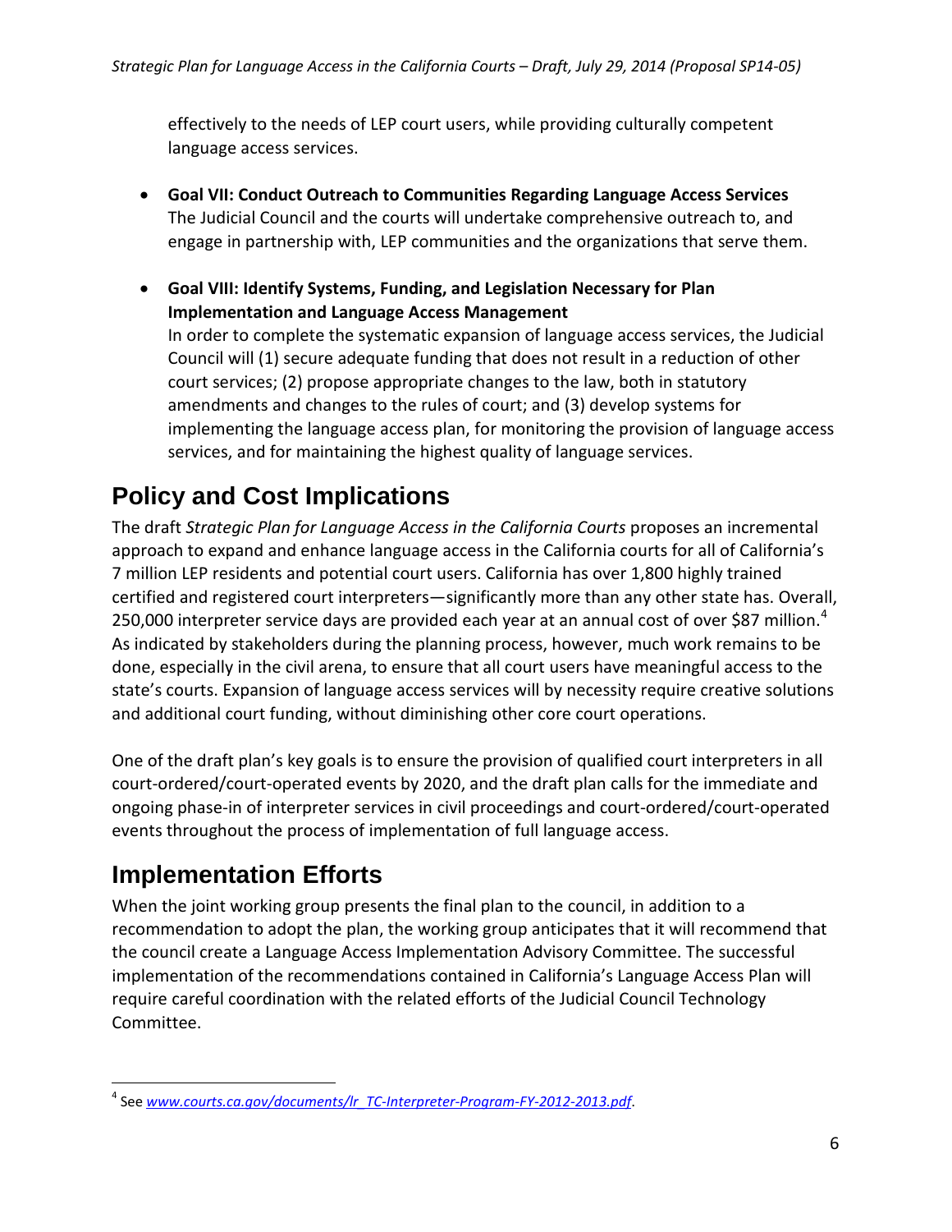effectively to the needs of LEP court users, while providing culturally competent language access services.

- **Goal VII: Conduct Outreach to Communities Regarding Language Access Services**
  The Judicial Council and the courts will undertake comprehensive outreach to, and engage in partnership with, LEP communities and the organizations that serve them.

- **Goal VIII: Identify Systems, Funding, and Legislation Necessary for Plan Implementation and Language Access Management**
  In order to complete the systematic expansion of language access services, the Judicial Council will (1) secure adequate funding that does not result in a reduction of other court services; (2) propose appropriate changes to the law, both in statutory amendments and changes to the rules of court; and (3) develop systems for implementing the language access plan, for monitoring the provision of language access services, and for maintaining the highest quality of language services.

## Policy and Cost Implications

The draft *Strategic Plan for Language Access in the California Courts* proposes an incremental approach to expand and enhance language access in the California courts for all of California's 7 million LEP residents and potential court users. California has over 1,800 highly trained certified and registered court interpreters—significantly more than any other state has. Overall, 250,000 interpreter service days are provided each year at an annual cost of over $87 million.[4] As indicated by stakeholders during the planning process, however, much work remains to be done, especially in the civil arena, to ensure that all court users have meaningful access to the state's courts. Expansion of language access services will by necessity require creative solutions and additional court funding, without diminishing other core court operations.

One of the draft plan's key goals is to ensure the provision of qualified court interpreters in all court-ordered/court-operated events by 2020, and the draft plan calls for the immediate and ongoing phase-in of interpreter services in civil proceedings and court-ordered/court-operated events throughout the process of implementation of full language access.

## Implementation Efforts

When the joint working group presents the final plan to the council, in addition to a recommendation to adopt the plan, the working group anticipates that it will recommend that the council create a Language Access Implementation Advisory Committee. The successful implementation of the recommendations contained in California's Language Access Plan will require careful coordination with the related efforts of the Judicial Council Technology Committee.

[4] See *www.courts.ca.gov/documents/lr_TC-Interpreter-Program-FY-2012-2013.pdf*.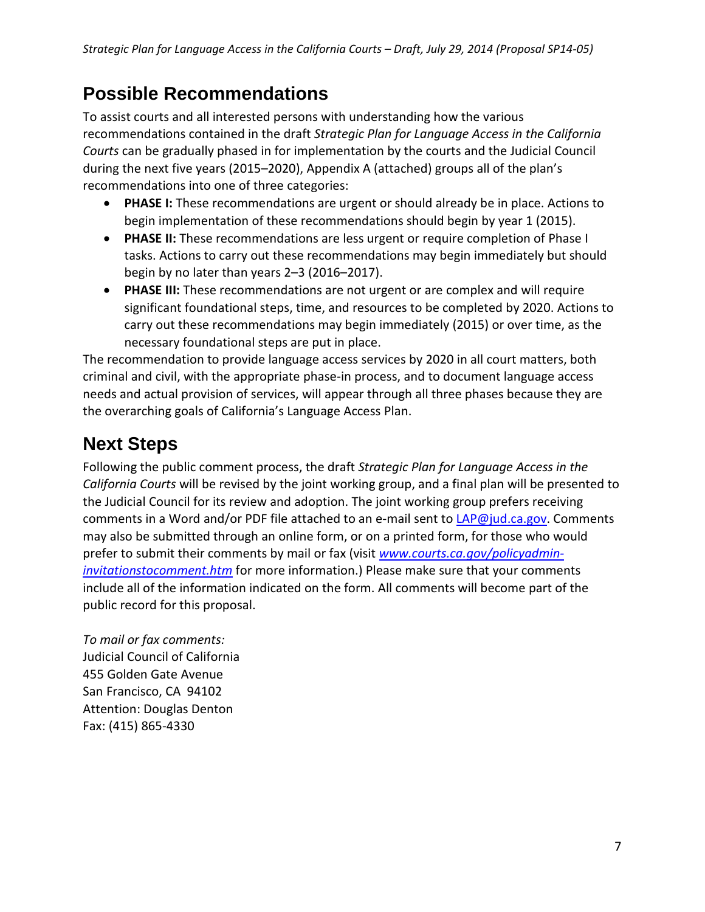## Possible Recommendations

To assist courts and all interested persons with understanding how the various recommendations contained in the draft *Strategic Plan for Language Access in the California Courts* can be gradually phased in for implementation by the courts and the Judicial Council during the next five years (2015–2020), Appendix A (attached) groups all of the plan's recommendations into one of three categories:

- **PHASE I:** These recommendations are urgent or should already be in place. Actions to begin implementation of these recommendations should begin by year 1 (2015).
- **PHASE II:** These recommendations are less urgent or require completion of Phase I tasks. Actions to carry out these recommendations may begin immediately but should begin by no later than years 2–3 (2016–2017).
- **PHASE III:** These recommendations are not urgent or are complex and will require significant foundational steps, time, and resources to be completed by 2020. Actions to carry out these recommendations may begin immediately (2015) or over time, as the necessary foundational steps are put in place.

The recommendation to provide language access services by 2020 in all court matters, both criminal and civil, with the appropriate phase-in process, and to document language access needs and actual provision of services, will appear through all three phases because they are the overarching goals of California's Language Access Plan.

## Next Steps

Following the public comment process, the draft *Strategic Plan for Language Access in the California Courts* will be revised by the joint working group, and a final plan will be presented to the Judicial Council for its review and adoption. The joint working group prefers receiving comments in a Word and/or PDF file attached to an e-mail sent to LAP@jud.ca.gov. Comments may also be submitted through an online form, or on a printed form, for those who would prefer to submit their comments by mail or fax (visit *www.courts.ca.gov/policyadmin-invitationstocomment.htm* for more information.) Please make sure that your comments include all of the information indicated on the form. All comments will become part of the public record for this proposal.

*To mail or fax comments:*
Judicial Council of California
455 Golden Gate Avenue
San Francisco, CA 94102
Attention: Douglas Denton
Fax: (415) 865-4330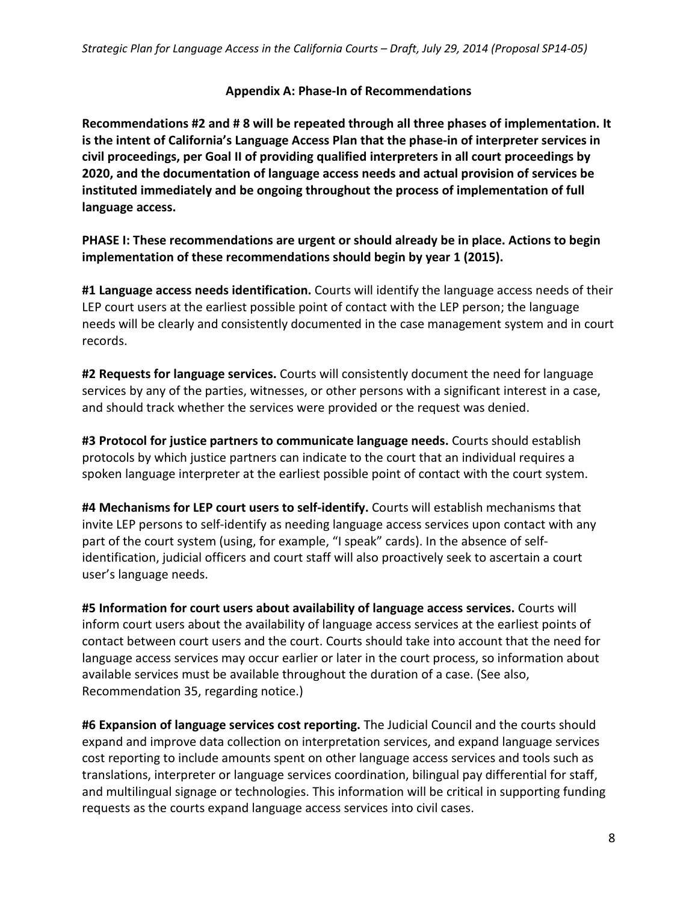## Appendix A: Phase-In of Recommendations

**Recommendations #2 and # 8 will be repeated through all three phases of implementation. It is the intent of California's Language Access Plan that the phase-in of interpreter services in civil proceedings, per Goal II of providing qualified interpreters in all court proceedings by 2020, and the documentation of language access needs and actual provision of services be instituted immediately and be ongoing throughout the process of implementation of full language access.**

**PHASE I: These recommendations are urgent or should already be in place. Actions to begin implementation of these recommendations should begin by year 1 (2015).**

**#1 Language access needs identification.** Courts will identify the language access needs of their LEP court users at the earliest possible point of contact with the LEP person; the language needs will be clearly and consistently documented in the case management system and in court records.

**#2 Requests for language services.** Courts will consistently document the need for language services by any of the parties, witnesses, or other persons with a significant interest in a case, and should track whether the services were provided or the request was denied.

**#3 Protocol for justice partners to communicate language needs.** Courts should establish protocols by which justice partners can indicate to the court that an individual requires a spoken language interpreter at the earliest possible point of contact with the court system.

**#4 Mechanisms for LEP court users to self-identify.** Courts will establish mechanisms that invite LEP persons to self-identify as needing language access services upon contact with any part of the court system (using, for example, "I speak" cards). In the absence of self-identification, judicial officers and court staff will also proactively seek to ascertain a court user's language needs.

**#5 Information for court users about availability of language access services.** Courts will inform court users about the availability of language access services at the earliest points of contact between court users and the court. Courts should take into account that the need for language access services may occur earlier or later in the court process, so information about available services must be available throughout the duration of a case. (See also, Recommendation 35, regarding notice.)

**#6 Expansion of language services cost reporting.** The Judicial Council and the courts should expand and improve data collection on interpretation services, and expand language services cost reporting to include amounts spent on other language access services and tools such as translations, interpreter or language services coordination, bilingual pay differential for staff, and multilingual signage or technologies. This information will be critical in supporting funding requests as the courts expand language access services into civil cases.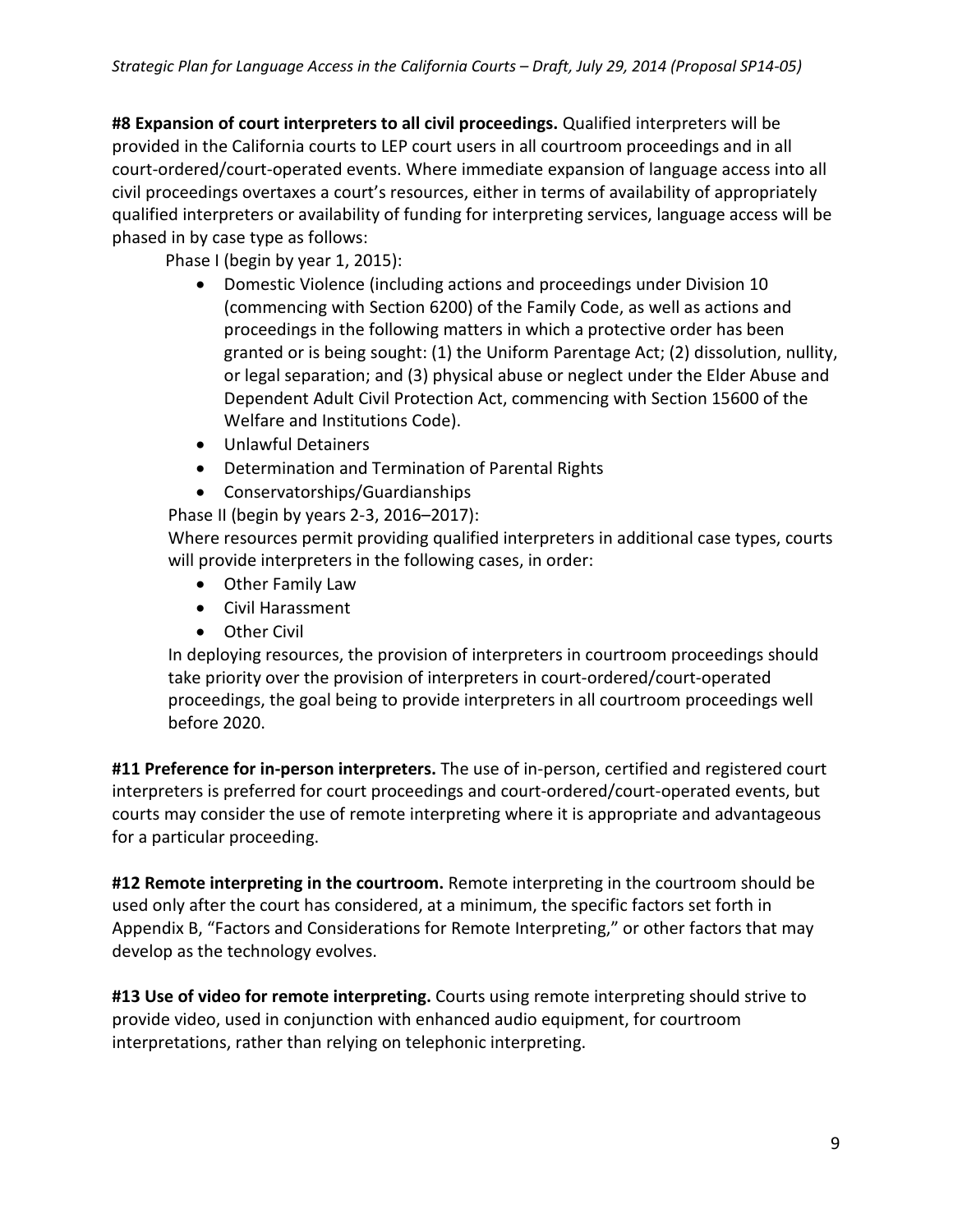**#8 Expansion of court interpreters to all civil proceedings.** Qualified interpreters will be provided in the California courts to LEP court users in all courtroom proceedings and in all court-ordered/court-operated events. Where immediate expansion of language access into all civil proceedings overtaxes a court's resources, either in terms of availability of appropriately qualified interpreters or availability of funding for interpreting services, language access will be phased in by case type as follows:

Phase I (begin by year 1, 2015):

- Domestic Violence (including actions and proceedings under Division 10 (commencing with Section 6200) of the Family Code, as well as actions and proceedings in the following matters in which a protective order has been granted or is being sought: (1) the Uniform Parentage Act; (2) dissolution, nullity, or legal separation; and (3) physical abuse or neglect under the Elder Abuse and Dependent Adult Civil Protection Act, commencing with Section 15600 of the Welfare and Institutions Code).
- Unlawful Detainers
- Determination and Termination of Parental Rights
- Conservatorships/Guardianships

Phase II (begin by years 2-3, 2016–2017):

Where resources permit providing qualified interpreters in additional case types, courts will provide interpreters in the following cases, in order:

- Other Family Law
- Civil Harassment
- Other Civil

In deploying resources, the provision of interpreters in courtroom proceedings should take priority over the provision of interpreters in court-ordered/court-operated proceedings, the goal being to provide interpreters in all courtroom proceedings well before 2020.

**#11 Preference for in-person interpreters.** The use of in-person, certified and registered court interpreters is preferred for court proceedings and court-ordered/court-operated events, but courts may consider the use of remote interpreting where it is appropriate and advantageous for a particular proceeding.

**#12 Remote interpreting in the courtroom.** Remote interpreting in the courtroom should be used only after the court has considered, at a minimum, the specific factors set forth in Appendix B, "Factors and Considerations for Remote Interpreting," or other factors that may develop as the technology evolves.

**#13 Use of video for remote interpreting.** Courts using remote interpreting should strive to provide video, used in conjunction with enhanced audio equipment, for courtroom interpretations, rather than relying on telephonic interpreting.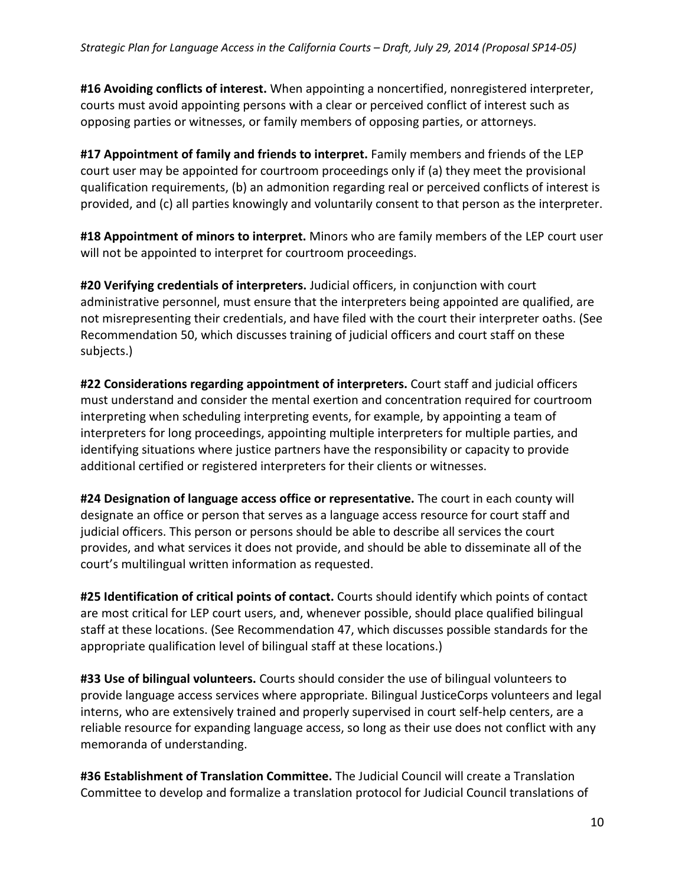**#16 Avoiding conflicts of interest.** When appointing a noncertified, nonregistered interpreter, courts must avoid appointing persons with a clear or perceived conflict of interest such as opposing parties or witnesses, or family members of opposing parties, or attorneys.

**#17 Appointment of family and friends to interpret.** Family members and friends of the LEP court user may be appointed for courtroom proceedings only if (a) they meet the provisional qualification requirements, (b) an admonition regarding real or perceived conflicts of interest is provided, and (c) all parties knowingly and voluntarily consent to that person as the interpreter.

**#18 Appointment of minors to interpret.** Minors who are family members of the LEP court user will not be appointed to interpret for courtroom proceedings.

**#20 Verifying credentials of interpreters.** Judicial officers, in conjunction with court administrative personnel, must ensure that the interpreters being appointed are qualified, are not misrepresenting their credentials, and have filed with the court their interpreter oaths. (See Recommendation 50, which discusses training of judicial officers and court staff on these subjects.)

**#22 Considerations regarding appointment of interpreters.** Court staff and judicial officers must understand and consider the mental exertion and concentration required for courtroom interpreting when scheduling interpreting events, for example, by appointing a team of interpreters for long proceedings, appointing multiple interpreters for multiple parties, and identifying situations where justice partners have the responsibility or capacity to provide additional certified or registered interpreters for their clients or witnesses.

**#24 Designation of language access office or representative.** The court in each county will designate an office or person that serves as a language access resource for court staff and judicial officers. This person or persons should be able to describe all services the court provides, and what services it does not provide, and should be able to disseminate all of the court's multilingual written information as requested.

**#25 Identification of critical points of contact.** Courts should identify which points of contact are most critical for LEP court users, and, whenever possible, should place qualified bilingual staff at these locations. (See Recommendation 47, which discusses possible standards for the appropriate qualification level of bilingual staff at these locations.)

**#33 Use of bilingual volunteers.** Courts should consider the use of bilingual volunteers to provide language access services where appropriate. Bilingual JusticeCorps volunteers and legal interns, who are extensively trained and properly supervised in court self-help centers, are a reliable resource for expanding language access, so long as their use does not conflict with any memoranda of understanding.

**#36 Establishment of Translation Committee.** The Judicial Council will create a Translation Committee to develop and formalize a translation protocol for Judicial Council translations of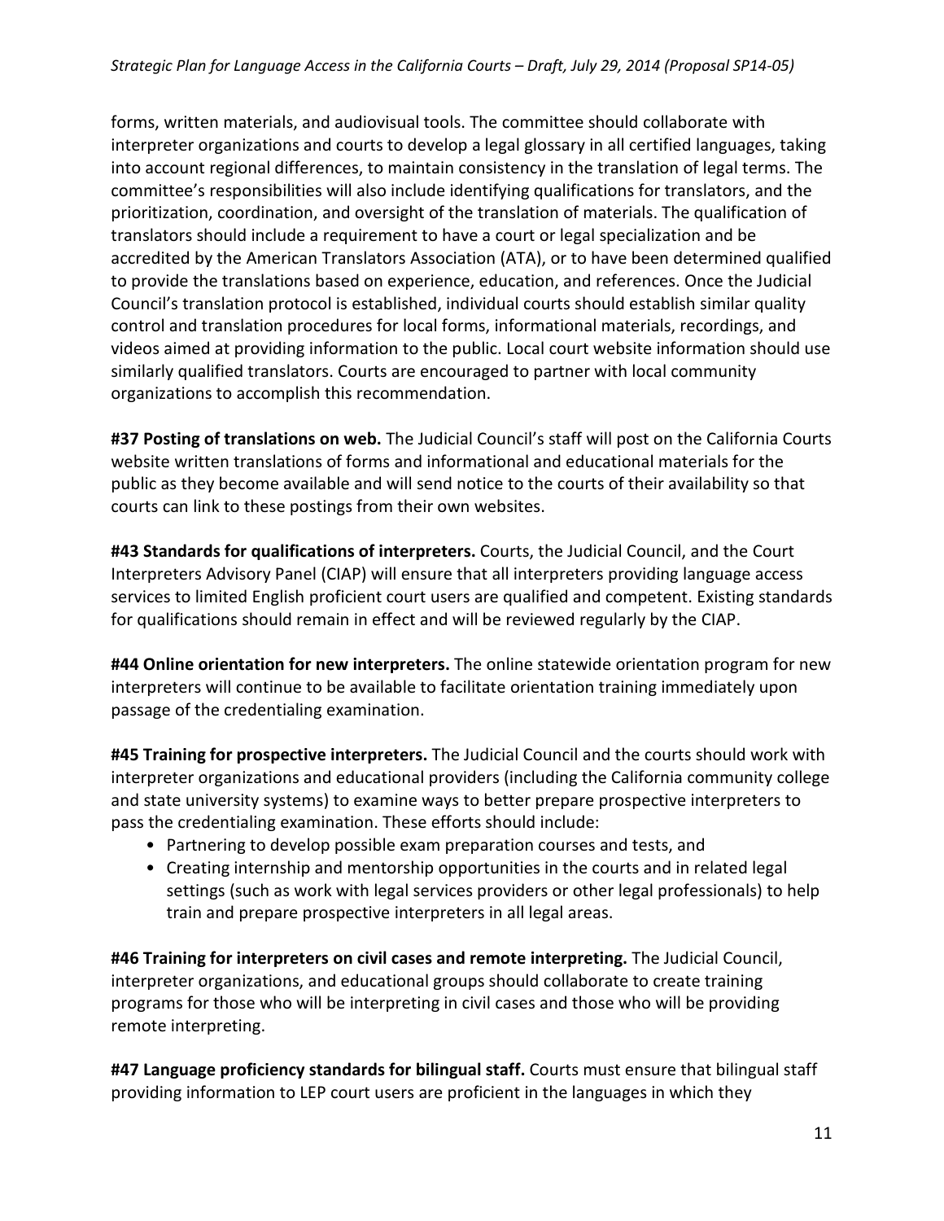forms, written materials, and audiovisual tools. The committee should collaborate with interpreter organizations and courts to develop a legal glossary in all certified languages, taking into account regional differences, to maintain consistency in the translation of legal terms. The committee's responsibilities will also include identifying qualifications for translators, and the prioritization, coordination, and oversight of the translation of materials. The qualification of translators should include a requirement to have a court or legal specialization and be accredited by the American Translators Association (ATA), or to have been determined qualified to provide the translations based on experience, education, and references. Once the Judicial Council's translation protocol is established, individual courts should establish similar quality control and translation procedures for local forms, informational materials, recordings, and videos aimed at providing information to the public. Local court website information should use similarly qualified translators. Courts are encouraged to partner with local community organizations to accomplish this recommendation.

**#37 Posting of translations on web.** The Judicial Council's staff will post on the California Courts website written translations of forms and informational and educational materials for the public as they become available and will send notice to the courts of their availability so that courts can link to these postings from their own websites.

**#43 Standards for qualifications of interpreters.** Courts, the Judicial Council, and the Court Interpreters Advisory Panel (CIAP) will ensure that all interpreters providing language access services to limited English proficient court users are qualified and competent. Existing standards for qualifications should remain in effect and will be reviewed regularly by the CIAP.

**#44 Online orientation for new interpreters.** The online statewide orientation program for new interpreters will continue to be available to facilitate orientation training immediately upon passage of the credentialing examination.

**#45 Training for prospective interpreters.** The Judicial Council and the courts should work with interpreter organizations and educational providers (including the California community college and state university systems) to examine ways to better prepare prospective interpreters to pass the credentialing examination. These efforts should include:

- Partnering to develop possible exam preparation courses and tests, and
- Creating internship and mentorship opportunities in the courts and in related legal settings (such as work with legal services providers or other legal professionals) to help train and prepare prospective interpreters in all legal areas.

**#46 Training for interpreters on civil cases and remote interpreting.** The Judicial Council, interpreter organizations, and educational groups should collaborate to create training programs for those who will be interpreting in civil cases and those who will be providing remote interpreting.

**#47 Language proficiency standards for bilingual staff.** Courts must ensure that bilingual staff providing information to LEP court users are proficient in the languages in which they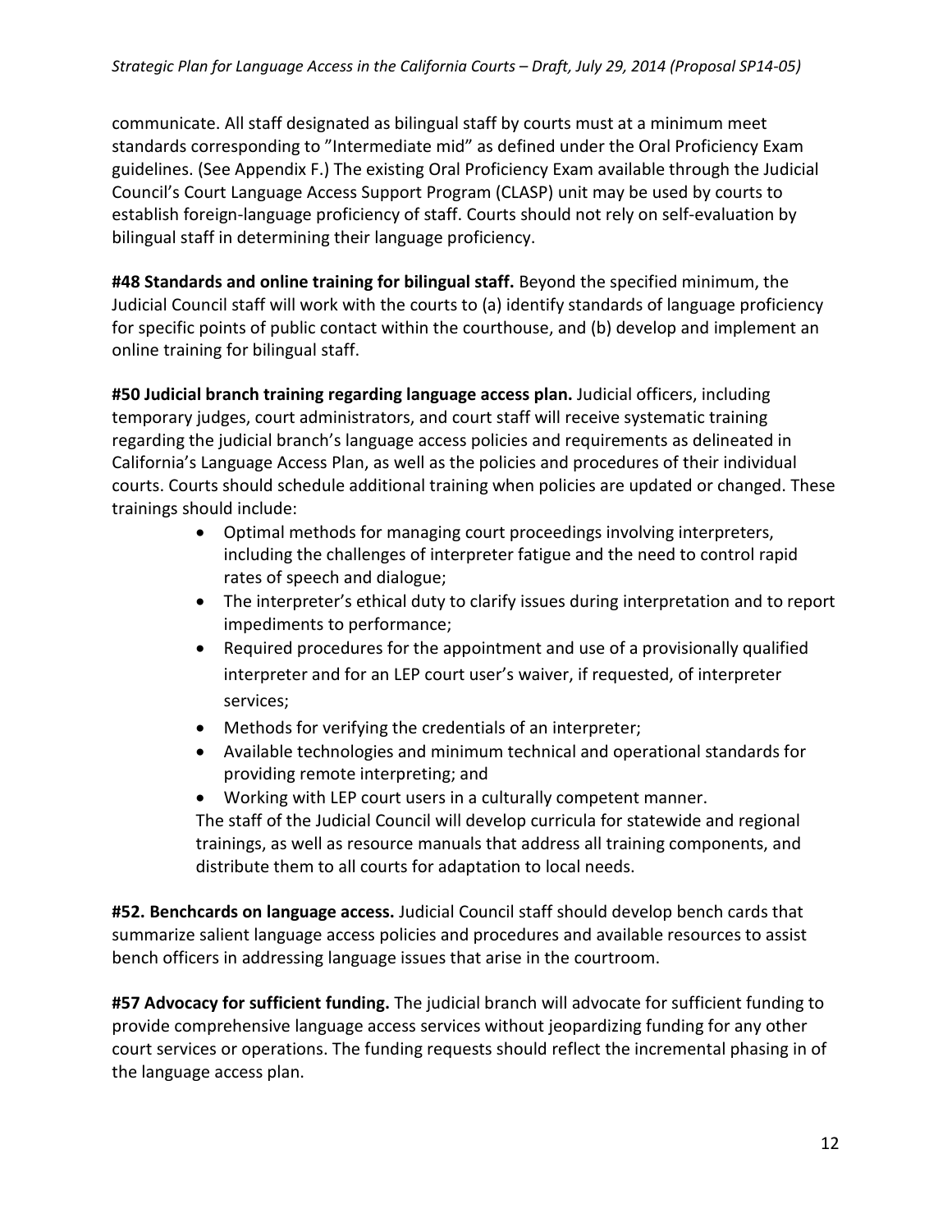communicate. All staff designated as bilingual staff by courts must at a minimum meet standards corresponding to "Intermediate mid" as defined under the Oral Proficiency Exam guidelines. (See Appendix F.) The existing Oral Proficiency Exam available through the Judicial Council's Court Language Access Support Program (CLASP) unit may be used by courts to establish foreign-language proficiency of staff. Courts should not rely on self-evaluation by bilingual staff in determining their language proficiency.

**#48 Standards and online training for bilingual staff.** Beyond the specified minimum, the Judicial Council staff will work with the courts to (a) identify standards of language proficiency for specific points of public contact within the courthouse, and (b) develop and implement an online training for bilingual staff.

**#50 Judicial branch training regarding language access plan.** Judicial officers, including temporary judges, court administrators, and court staff will receive systematic training regarding the judicial branch's language access policies and requirements as delineated in California's Language Access Plan, as well as the policies and procedures of their individual courts. Courts should schedule additional training when policies are updated or changed. These trainings should include:

- Optimal methods for managing court proceedings involving interpreters, including the challenges of interpreter fatigue and the need to control rapid rates of speech and dialogue;
- The interpreter's ethical duty to clarify issues during interpretation and to report impediments to performance;
- Required procedures for the appointment and use of a provisionally qualified interpreter and for an LEP court user's waiver, if requested, of interpreter services;
- Methods for verifying the credentials of an interpreter;
- Available technologies and minimum technical and operational standards for providing remote interpreting; and
- Working with LEP court users in a culturally competent manner.

The staff of the Judicial Council will develop curricula for statewide and regional trainings, as well as resource manuals that address all training components, and distribute them to all courts for adaptation to local needs.

**#52. Benchcards on language access.** Judicial Council staff should develop bench cards that summarize salient language access policies and procedures and available resources to assist bench officers in addressing language issues that arise in the courtroom.

**#57 Advocacy for sufficient funding.** The judicial branch will advocate for sufficient funding to provide comprehensive language access services without jeopardizing funding for any other court services or operations. The funding requests should reflect the incremental phasing in of the language access plan.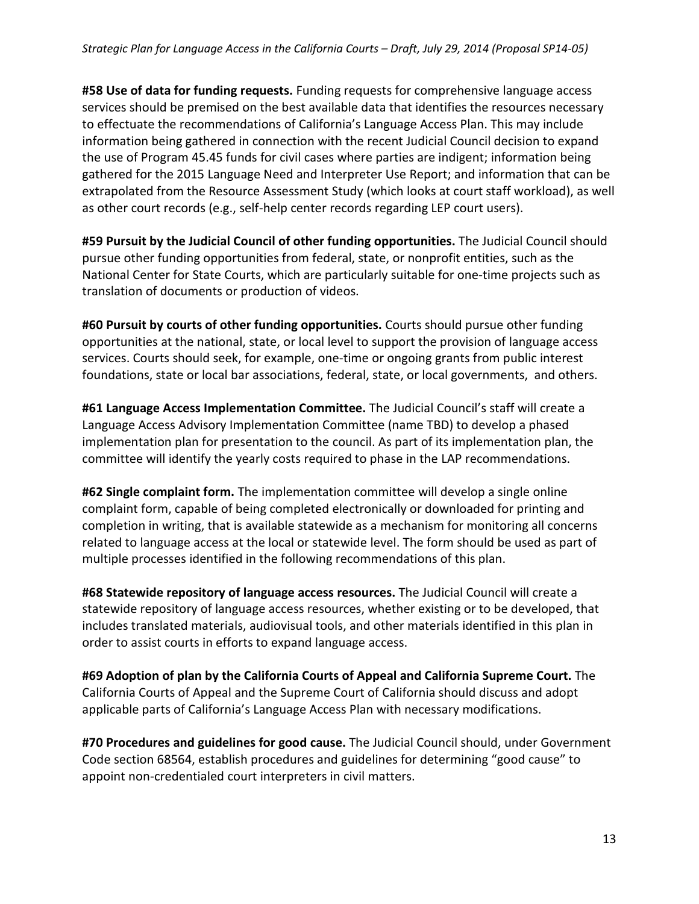**#58 Use of data for funding requests.** Funding requests for comprehensive language access services should be premised on the best available data that identifies the resources necessary to effectuate the recommendations of California's Language Access Plan. This may include information being gathered in connection with the recent Judicial Council decision to expand the use of Program 45.45 funds for civil cases where parties are indigent; information being gathered for the 2015 Language Need and Interpreter Use Report; and information that can be extrapolated from the Resource Assessment Study (which looks at court staff workload), as well as other court records (e.g., self-help center records regarding LEP court users).

**#59 Pursuit by the Judicial Council of other funding opportunities.** The Judicial Council should pursue other funding opportunities from federal, state, or nonprofit entities, such as the National Center for State Courts, which are particularly suitable for one-time projects such as translation of documents or production of videos.

**#60 Pursuit by courts of other funding opportunities.** Courts should pursue other funding opportunities at the national, state, or local level to support the provision of language access services. Courts should seek, for example, one-time or ongoing grants from public interest foundations, state or local bar associations, federal, state, or local governments, and others.

**#61 Language Access Implementation Committee.** The Judicial Council's staff will create a Language Access Advisory Implementation Committee (name TBD) to develop a phased implementation plan for presentation to the council. As part of its implementation plan, the committee will identify the yearly costs required to phase in the LAP recommendations.

**#62 Single complaint form.** The implementation committee will develop a single online complaint form, capable of being completed electronically or downloaded for printing and completion in writing, that is available statewide as a mechanism for monitoring all concerns related to language access at the local or statewide level. The form should be used as part of multiple processes identified in the following recommendations of this plan.

**#68 Statewide repository of language access resources.** The Judicial Council will create a statewide repository of language access resources, whether existing or to be developed, that includes translated materials, audiovisual tools, and other materials identified in this plan in order to assist courts in efforts to expand language access.

**#69 Adoption of plan by the California Courts of Appeal and California Supreme Court.** The California Courts of Appeal and the Supreme Court of California should discuss and adopt applicable parts of California's Language Access Plan with necessary modifications.

**#70 Procedures and guidelines for good cause.** The Judicial Council should, under Government Code section 68564, establish procedures and guidelines for determining "good cause" to appoint non-credentialed court interpreters in civil matters.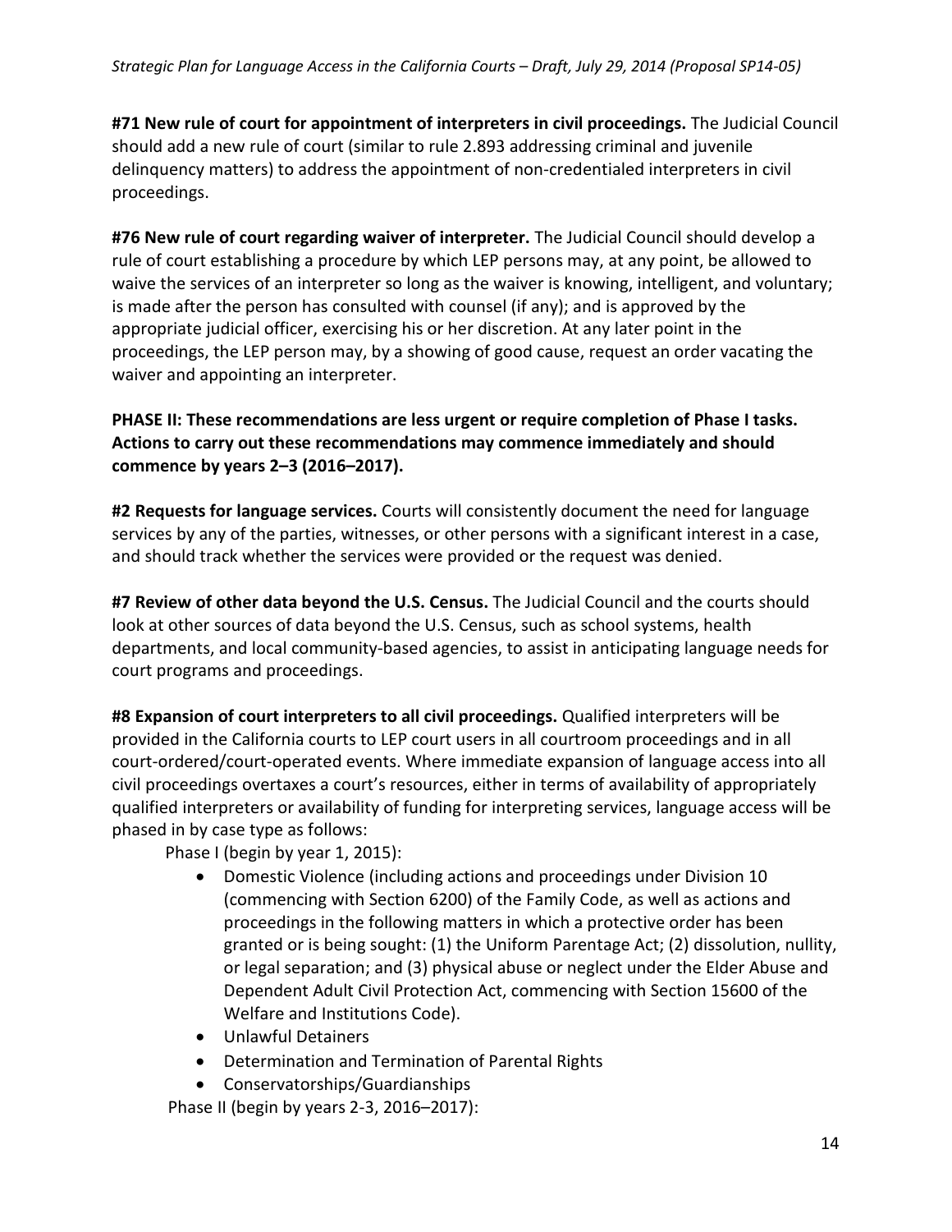**#71 New rule of court for appointment of interpreters in civil proceedings.** The Judicial Council should add a new rule of court (similar to rule 2.893 addressing criminal and juvenile delinquency matters) to address the appointment of non-credentialed interpreters in civil proceedings.

**#76 New rule of court regarding waiver of interpreter.** The Judicial Council should develop a rule of court establishing a procedure by which LEP persons may, at any point, be allowed to waive the services of an interpreter so long as the waiver is knowing, intelligent, and voluntary; is made after the person has consulted with counsel (if any); and is approved by the appropriate judicial officer, exercising his or her discretion. At any later point in the proceedings, the LEP person may, by a showing of good cause, request an order vacating the waiver and appointing an interpreter.

**PHASE II: These recommendations are less urgent or require completion of Phase I tasks. Actions to carry out these recommendations may commence immediately and should commence by years 2–3 (2016–2017).**

**#2 Requests for language services.** Courts will consistently document the need for language services by any of the parties, witnesses, or other persons with a significant interest in a case, and should track whether the services were provided or the request was denied.

**#7 Review of other data beyond the U.S. Census.** The Judicial Council and the courts should look at other sources of data beyond the U.S. Census, such as school systems, health departments, and local community-based agencies, to assist in anticipating language needs for court programs and proceedings.

**#8 Expansion of court interpreters to all civil proceedings.** Qualified interpreters will be provided in the California courts to LEP court users in all courtroom proceedings and in all court-ordered/court-operated events. Where immediate expansion of language access into all civil proceedings overtaxes a court's resources, either in terms of availability of appropriately qualified interpreters or availability of funding for interpreting services, language access will be phased in by case type as follows:

Phase I (begin by year 1, 2015):

- Domestic Violence (including actions and proceedings under Division 10 (commencing with Section 6200) of the Family Code, as well as actions and proceedings in the following matters in which a protective order has been granted or is being sought: (1) the Uniform Parentage Act; (2) dissolution, nullity, or legal separation; and (3) physical abuse or neglect under the Elder Abuse and Dependent Adult Civil Protection Act, commencing with Section 15600 of the Welfare and Institutions Code).
- Unlawful Detainers
- Determination and Termination of Parental Rights
- Conservatorships/Guardianships

Phase II (begin by years 2-3, 2016–2017):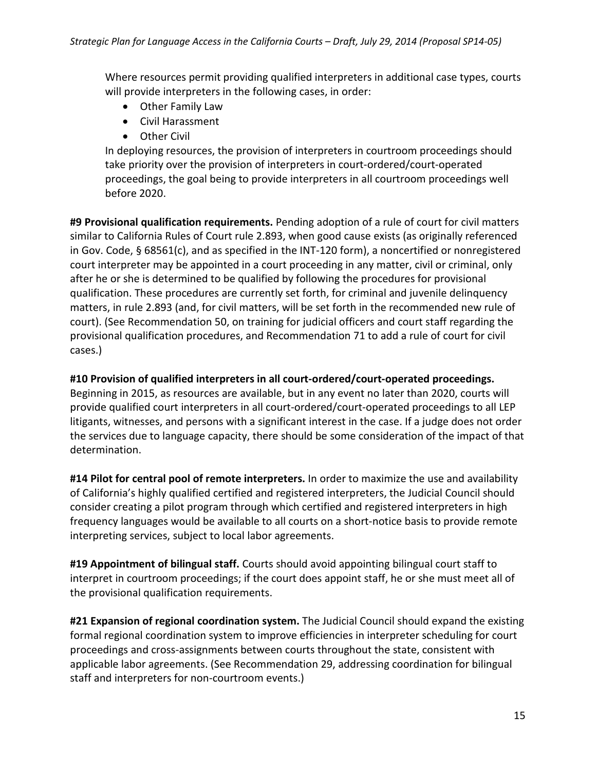Where resources permit providing qualified interpreters in additional case types, courts will provide interpreters in the following cases, in order:

- Other Family Law
- Civil Harassment
- Other Civil

In deploying resources, the provision of interpreters in courtroom proceedings should take priority over the provision of interpreters in court-ordered/court-operated proceedings, the goal being to provide interpreters in all courtroom proceedings well before 2020.

**#9 Provisional qualification requirements.** Pending adoption of a rule of court for civil matters similar to California Rules of Court rule 2.893, when good cause exists (as originally referenced in Gov. Code, § 68561(c), and as specified in the INT-120 form), a noncertified or nonregistered court interpreter may be appointed in a court proceeding in any matter, civil or criminal, only after he or she is determined to be qualified by following the procedures for provisional qualification. These procedures are currently set forth, for criminal and juvenile delinquency matters, in rule 2.893 (and, for civil matters, will be set forth in the recommended new rule of court). (See Recommendation 50, on training for judicial officers and court staff regarding the provisional qualification procedures, and Recommendation 71 to add a rule of court for civil cases.)

**#10 Provision of qualified interpreters in all court-ordered/court-operated proceedings.** Beginning in 2015, as resources are available, but in any event no later than 2020, courts will provide qualified court interpreters in all court-ordered/court-operated proceedings to all LEP litigants, witnesses, and persons with a significant interest in the case. If a judge does not order the services due to language capacity, there should be some consideration of the impact of that determination.

**#14 Pilot for central pool of remote interpreters.** In order to maximize the use and availability of California's highly qualified certified and registered interpreters, the Judicial Council should consider creating a pilot program through which certified and registered interpreters in high frequency languages would be available to all courts on a short-notice basis to provide remote interpreting services, subject to local labor agreements.

**#19 Appointment of bilingual staff.** Courts should avoid appointing bilingual court staff to interpret in courtroom proceedings; if the court does appoint staff, he or she must meet all of the provisional qualification requirements.

**#21 Expansion of regional coordination system.** The Judicial Council should expand the existing formal regional coordination system to improve efficiencies in interpreter scheduling for court proceedings and cross-assignments between courts throughout the state, consistent with applicable labor agreements. (See Recommendation 29, addressing coordination for bilingual staff and interpreters for non-courtroom events.)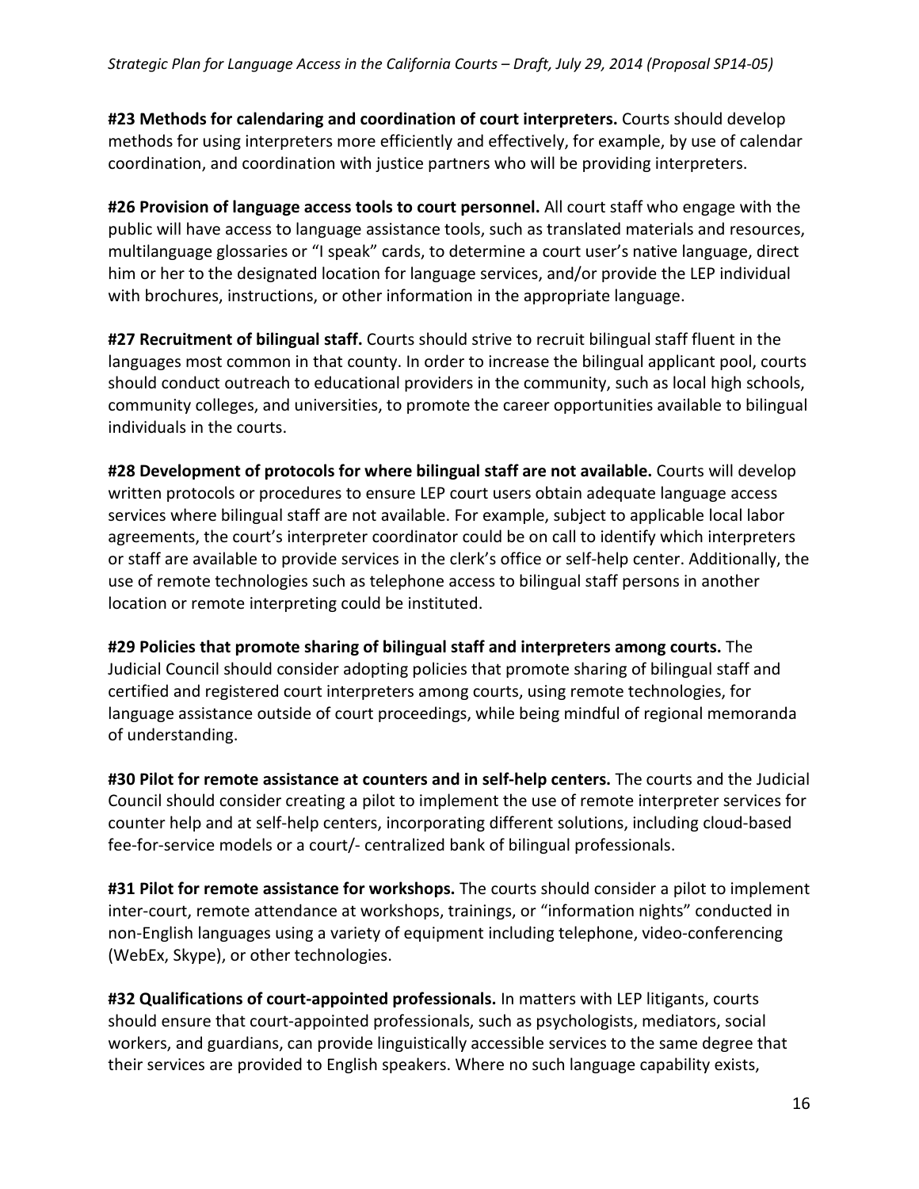**#23 Methods for calendaring and coordination of court interpreters.** Courts should develop methods for using interpreters more efficiently and effectively, for example, by use of calendar coordination, and coordination with justice partners who will be providing interpreters.

**#26 Provision of language access tools to court personnel.** All court staff who engage with the public will have access to language assistance tools, such as translated materials and resources, multilanguage glossaries or "I speak" cards, to determine a court user's native language, direct him or her to the designated location for language services, and/or provide the LEP individual with brochures, instructions, or other information in the appropriate language.

**#27 Recruitment of bilingual staff.** Courts should strive to recruit bilingual staff fluent in the languages most common in that county. In order to increase the bilingual applicant pool, courts should conduct outreach to educational providers in the community, such as local high schools, community colleges, and universities, to promote the career opportunities available to bilingual individuals in the courts.

**#28 Development of protocols for where bilingual staff are not available.** Courts will develop written protocols or procedures to ensure LEP court users obtain adequate language access services where bilingual staff are not available. For example, subject to applicable local labor agreements, the court's interpreter coordinator could be on call to identify which interpreters or staff are available to provide services in the clerk's office or self-help center. Additionally, the use of remote technologies such as telephone access to bilingual staff persons in another location or remote interpreting could be instituted.

**#29 Policies that promote sharing of bilingual staff and interpreters among courts.** The Judicial Council should consider adopting policies that promote sharing of bilingual staff and certified and registered court interpreters among courts, using remote technologies, for language assistance outside of court proceedings, while being mindful of regional memoranda of understanding.

**#30 Pilot for remote assistance at counters and in self-help centers.** The courts and the Judicial Council should consider creating a pilot to implement the use of remote interpreter services for counter help and at self-help centers, incorporating different solutions, including cloud-based fee-for-service models or a court/- centralized bank of bilingual professionals.

**#31 Pilot for remote assistance for workshops.** The courts should consider a pilot to implement inter-court, remote attendance at workshops, trainings, or "information nights" conducted in non-English languages using a variety of equipment including telephone, video-conferencing (WebEx, Skype), or other technologies.

**#32 Qualifications of court-appointed professionals.** In matters with LEP litigants, courts should ensure that court-appointed professionals, such as psychologists, mediators, social workers, and guardians, can provide linguistically accessible services to the same degree that their services are provided to English speakers. Where no such language capability exists,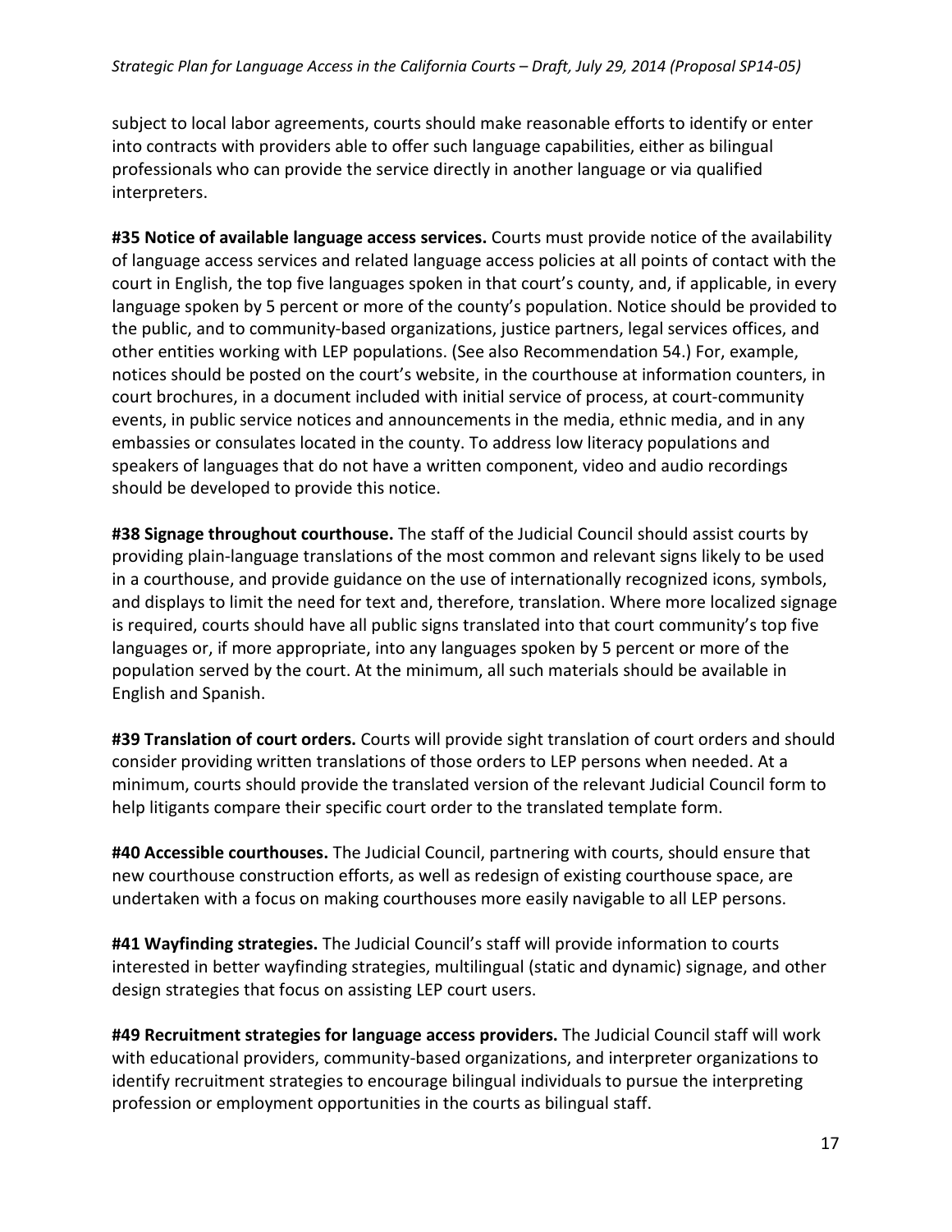subject to local labor agreements, courts should make reasonable efforts to identify or enter into contracts with providers able to offer such language capabilities, either as bilingual professionals who can provide the service directly in another language or via qualified interpreters.

**#35 Notice of available language access services.** Courts must provide notice of the availability of language access services and related language access policies at all points of contact with the court in English, the top five languages spoken in that court's county, and, if applicable, in every language spoken by 5 percent or more of the county's population. Notice should be provided to the public, and to community-based organizations, justice partners, legal services offices, and other entities working with LEP populations. (See also Recommendation 54.) For, example, notices should be posted on the court's website, in the courthouse at information counters, in court brochures, in a document included with initial service of process, at court-community events, in public service notices and announcements in the media, ethnic media, and in any embassies or consulates located in the county. To address low literacy populations and speakers of languages that do not have a written component, video and audio recordings should be developed to provide this notice.

**#38 Signage throughout courthouse.** The staff of the Judicial Council should assist courts by providing plain-language translations of the most common and relevant signs likely to be used in a courthouse, and provide guidance on the use of internationally recognized icons, symbols, and displays to limit the need for text and, therefore, translation. Where more localized signage is required, courts should have all public signs translated into that court community's top five languages or, if more appropriate, into any languages spoken by 5 percent or more of the population served by the court. At the minimum, all such materials should be available in English and Spanish.

**#39 Translation of court orders.** Courts will provide sight translation of court orders and should consider providing written translations of those orders to LEP persons when needed. At a minimum, courts should provide the translated version of the relevant Judicial Council form to help litigants compare their specific court order to the translated template form.

**#40 Accessible courthouses.** The Judicial Council, partnering with courts, should ensure that new courthouse construction efforts, as well as redesign of existing courthouse space, are undertaken with a focus on making courthouses more easily navigable to all LEP persons.

**#41 Wayfinding strategies.** The Judicial Council's staff will provide information to courts interested in better wayfinding strategies, multilingual (static and dynamic) signage, and other design strategies that focus on assisting LEP court users.

**#49 Recruitment strategies for language access providers.** The Judicial Council staff will work with educational providers, community-based organizations, and interpreter organizations to identify recruitment strategies to encourage bilingual individuals to pursue the interpreting profession or employment opportunities in the courts as bilingual staff.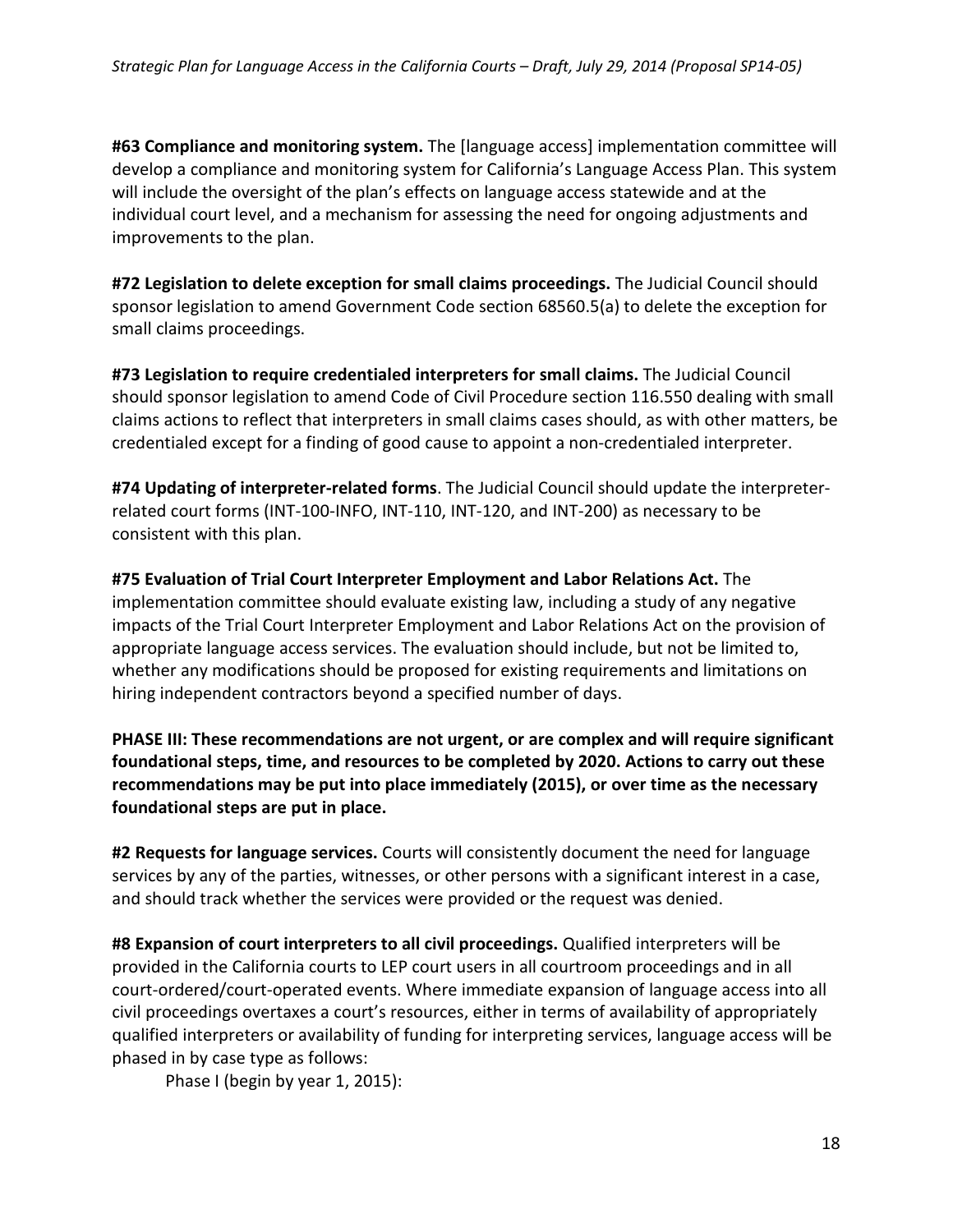**#63 Compliance and monitoring system.** The [language access] implementation committee will develop a compliance and monitoring system for California's Language Access Plan. This system will include the oversight of the plan's effects on language access statewide and at the individual court level, and a mechanism for assessing the need for ongoing adjustments and improvements to the plan.

**#72 Legislation to delete exception for small claims proceedings.** The Judicial Council should sponsor legislation to amend Government Code section 68560.5(a) to delete the exception for small claims proceedings.

**#73 Legislation to require credentialed interpreters for small claims.** The Judicial Council should sponsor legislation to amend Code of Civil Procedure section 116.550 dealing with small claims actions to reflect that interpreters in small claims cases should, as with other matters, be credentialed except for a finding of good cause to appoint a non-credentialed interpreter.

**#74 Updating of interpreter-related forms**. The Judicial Council should update the interpreter-related court forms (INT-100-INFO, INT-110, INT-120, and INT-200) as necessary to be consistent with this plan.

**#75 Evaluation of Trial Court Interpreter Employment and Labor Relations Act.** The implementation committee should evaluate existing law, including a study of any negative impacts of the Trial Court Interpreter Employment and Labor Relations Act on the provision of appropriate language access services. The evaluation should include, but not be limited to, whether any modifications should be proposed for existing requirements and limitations on hiring independent contractors beyond a specified number of days.

**PHASE III: These recommendations are not urgent, or are complex and will require significant foundational steps, time, and resources to be completed by 2020. Actions to carry out these recommendations may be put into place immediately (2015), or over time as the necessary foundational steps are put in place.**

**#2 Requests for language services.** Courts will consistently document the need for language services by any of the parties, witnesses, or other persons with a significant interest in a case, and should track whether the services were provided or the request was denied.

**#8 Expansion of court interpreters to all civil proceedings.** Qualified interpreters will be provided in the California courts to LEP court users in all courtroom proceedings and in all court-ordered/court-operated events. Where immediate expansion of language access into all civil proceedings overtaxes a court's resources, either in terms of availability of appropriately qualified interpreters or availability of funding for interpreting services, language access will be phased in by case type as follows:

Phase I (begin by year 1, 2015):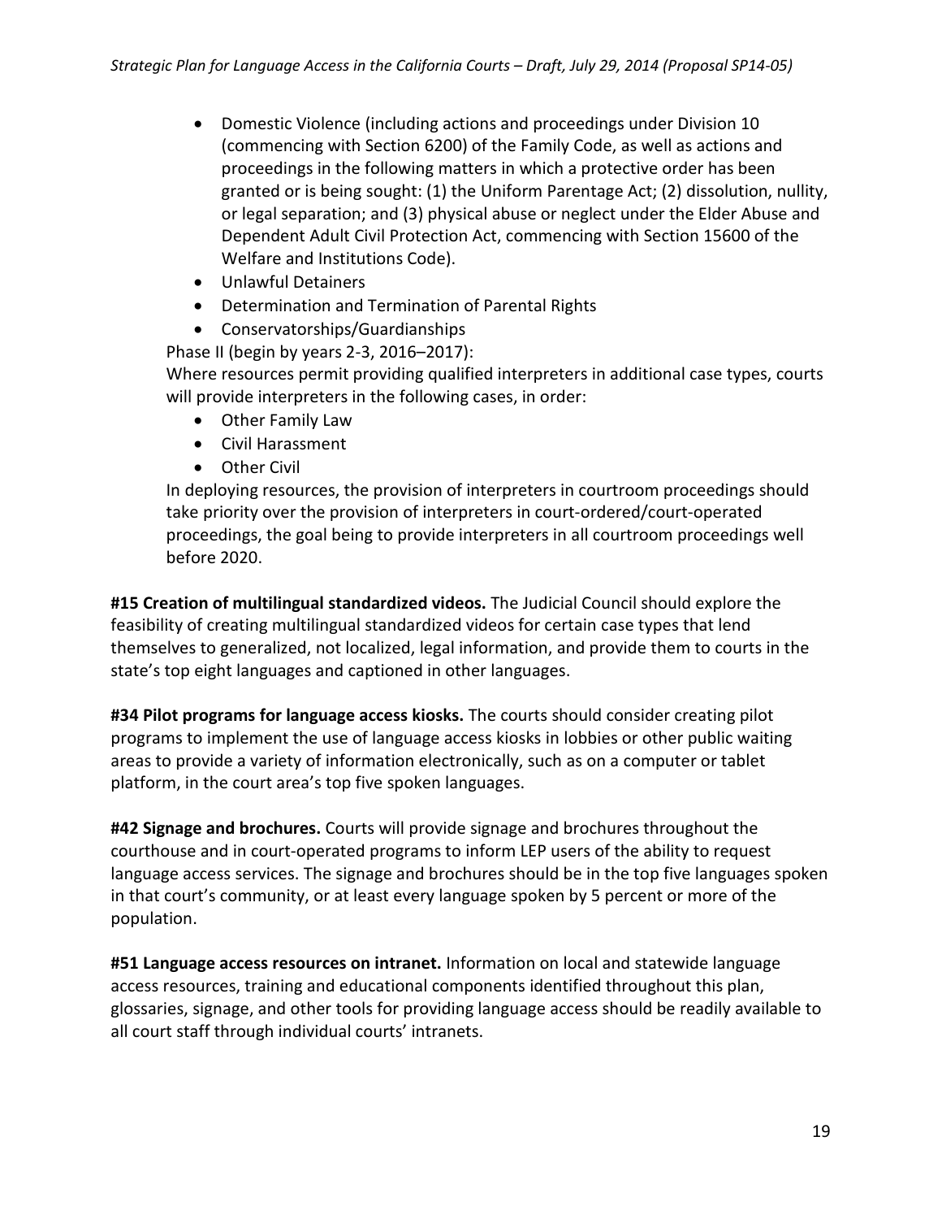- Domestic Violence (including actions and proceedings under Division 10 (commencing with Section 6200) of the Family Code, as well as actions and proceedings in the following matters in which a protective order has been granted or is being sought: (1) the Uniform Parentage Act; (2) dissolution, nullity, or legal separation; and (3) physical abuse or neglect under the Elder Abuse and Dependent Adult Civil Protection Act, commencing with Section 15600 of the Welfare and Institutions Code).
- Unlawful Detainers
- Determination and Termination of Parental Rights
- Conservatorships/Guardianships

Phase II (begin by years 2-3, 2016–2017):

Where resources permit providing qualified interpreters in additional case types, courts will provide interpreters in the following cases, in order:

- Other Family Law
- Civil Harassment
- Other Civil

In deploying resources, the provision of interpreters in courtroom proceedings should take priority over the provision of interpreters in court-ordered/court-operated proceedings, the goal being to provide interpreters in all courtroom proceedings well before 2020.

**#15 Creation of multilingual standardized videos.** The Judicial Council should explore the feasibility of creating multilingual standardized videos for certain case types that lend themselves to generalized, not localized, legal information, and provide them to courts in the state's top eight languages and captioned in other languages.

**#34 Pilot programs for language access kiosks.** The courts should consider creating pilot programs to implement the use of language access kiosks in lobbies or other public waiting areas to provide a variety of information electronically, such as on a computer or tablet platform, in the court area's top five spoken languages.

**#42 Signage and brochures.** Courts will provide signage and brochures throughout the courthouse and in court-operated programs to inform LEP users of the ability to request language access services. The signage and brochures should be in the top five languages spoken in that court's community, or at least every language spoken by 5 percent or more of the population.

**#51 Language access resources on intranet.** Information on local and statewide language access resources, training and educational components identified throughout this plan, glossaries, signage, and other tools for providing language access should be readily available to all court staff through individual courts' intranets.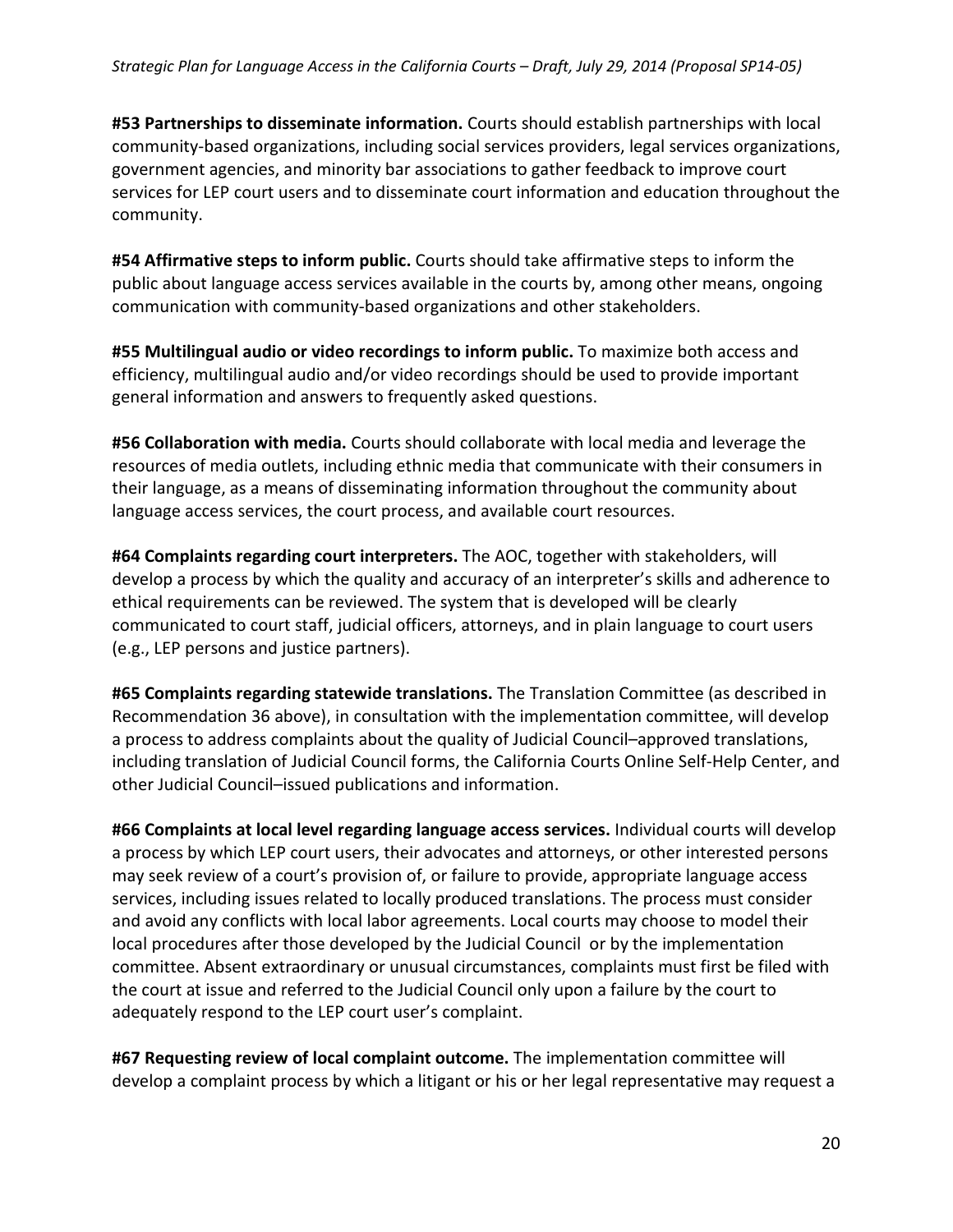**#53 Partnerships to disseminate information.** Courts should establish partnerships with local community-based organizations, including social services providers, legal services organizations, government agencies, and minority bar associations to gather feedback to improve court services for LEP court users and to disseminate court information and education throughout the community.

**#54 Affirmative steps to inform public.** Courts should take affirmative steps to inform the public about language access services available in the courts by, among other means, ongoing communication with community-based organizations and other stakeholders.

**#55 Multilingual audio or video recordings to inform public.** To maximize both access and efficiency, multilingual audio and/or video recordings should be used to provide important general information and answers to frequently asked questions.

**#56 Collaboration with media.** Courts should collaborate with local media and leverage the resources of media outlets, including ethnic media that communicate with their consumers in their language, as a means of disseminating information throughout the community about language access services, the court process, and available court resources.

**#64 Complaints regarding court interpreters.** The AOC, together with stakeholders, will develop a process by which the quality and accuracy of an interpreter's skills and adherence to ethical requirements can be reviewed. The system that is developed will be clearly communicated to court staff, judicial officers, attorneys, and in plain language to court users (e.g., LEP persons and justice partners).

**#65 Complaints regarding statewide translations.** The Translation Committee (as described in Recommendation 36 above), in consultation with the implementation committee, will develop a process to address complaints about the quality of Judicial Council–approved translations, including translation of Judicial Council forms, the California Courts Online Self-Help Center, and other Judicial Council–issued publications and information.

**#66 Complaints at local level regarding language access services.** Individual courts will develop a process by which LEP court users, their advocates and attorneys, or other interested persons may seek review of a court's provision of, or failure to provide, appropriate language access services, including issues related to locally produced translations. The process must consider and avoid any conflicts with local labor agreements. Local courts may choose to model their local procedures after those developed by the Judicial Council or by the implementation committee. Absent extraordinary or unusual circumstances, complaints must first be filed with the court at issue and referred to the Judicial Council only upon a failure by the court to adequately respond to the LEP court user's complaint.

**#67 Requesting review of local complaint outcome.** The implementation committee will develop a complaint process by which a litigant or his or her legal representative may request a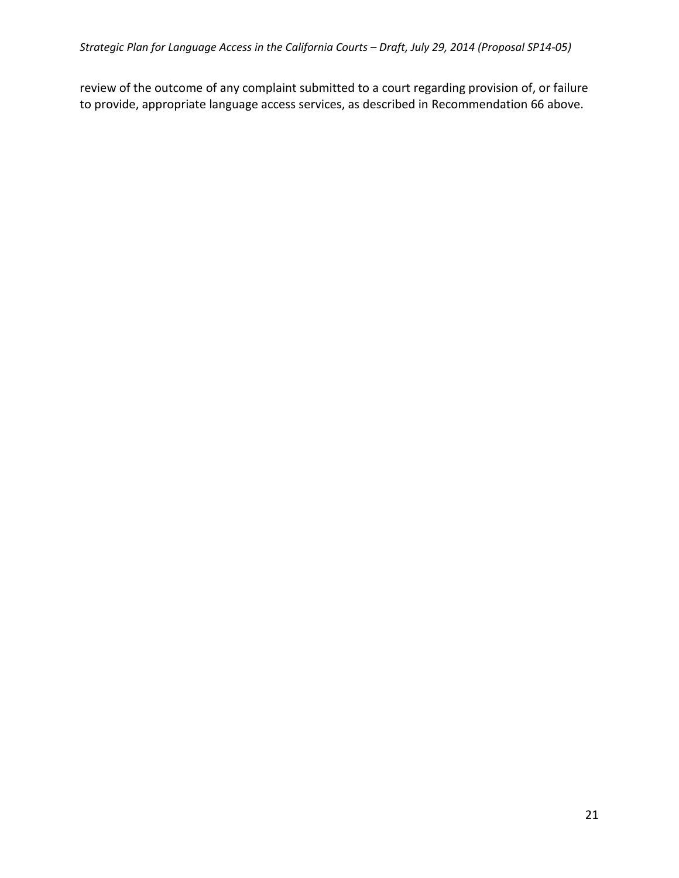review of the outcome of any complaint submitted to a court regarding provision of, or failure to provide, appropriate language access services, as described in Recommendation 66 above.